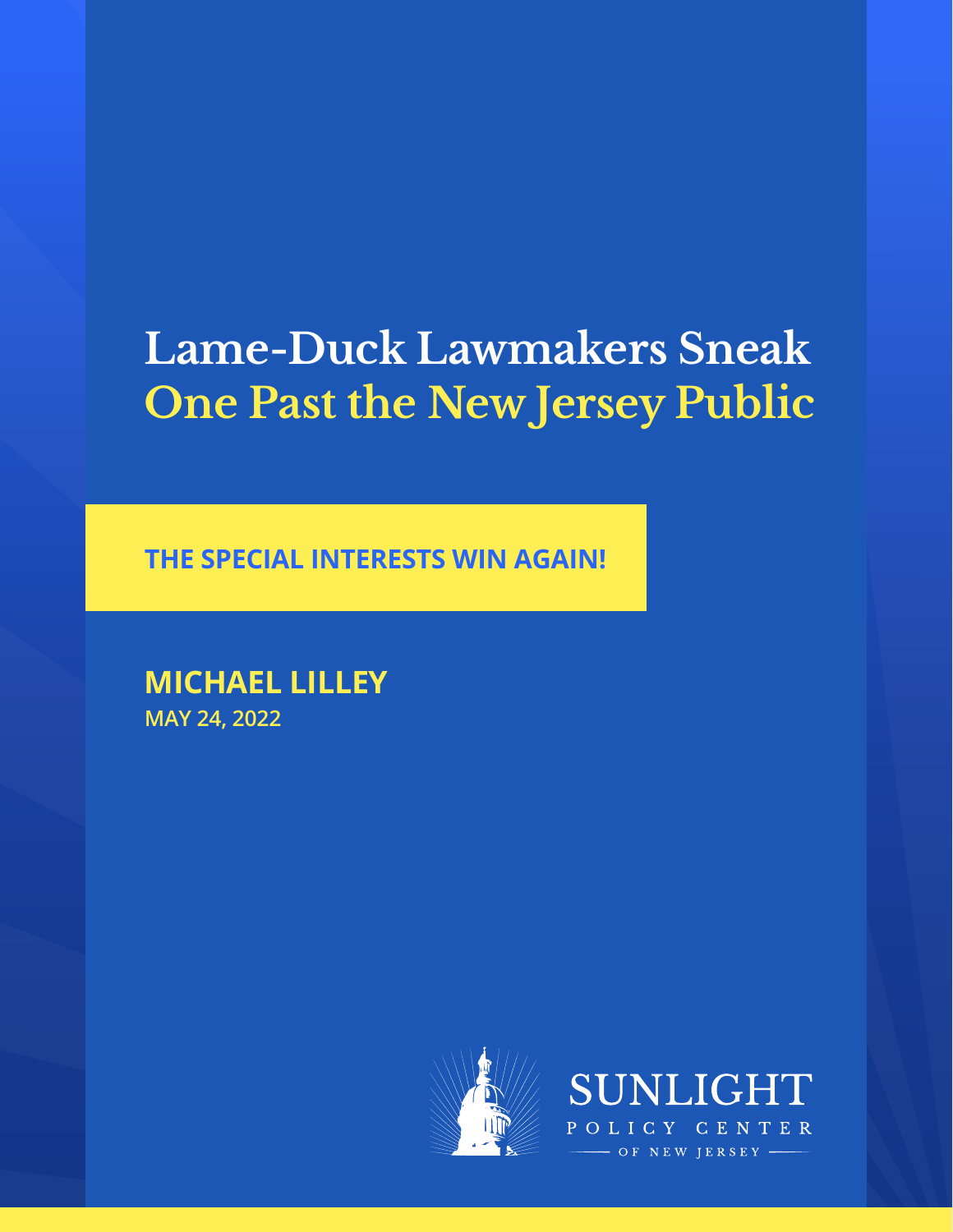# Lame-Duck Lawmakers Sneak One Past the New Jersey Public

**THE SPECIAL INTERESTS WIN AGAIN!**

**MICHAEL LILLEY**

**MAY 24, 2022**

SUNLIGHT POLICY CENTER OF NEW JERSEY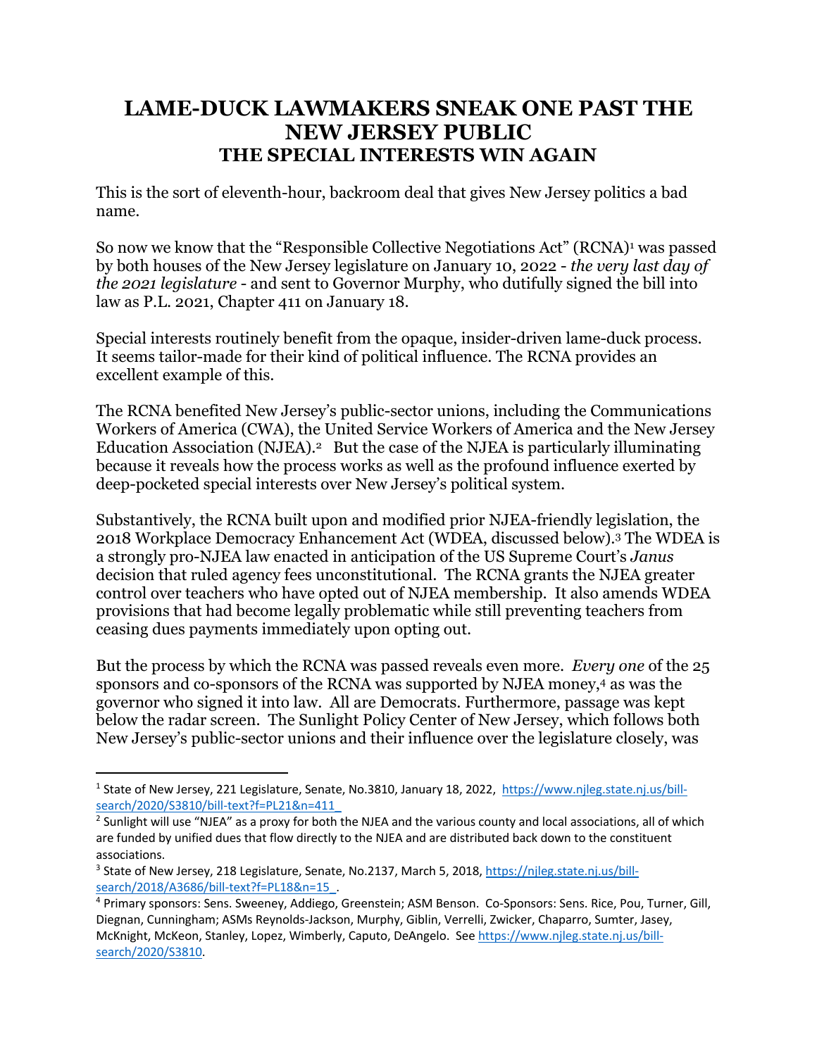# LAME-DUCK LAWMAKERS SNEAK ONE PAST THE NEW JERSEY PUBLIC

## THE SPECIAL INTERESTS WIN AGAIN

This is the sort of eleventh-hour, backroom deal that gives New Jersey politics a bad name.

So now we know that the "Responsible Collective Negotiations Act" (RCNA)[1] was passed by both houses of the New Jersey legislature on January 10, 2022 - *the very last day of the 2021 legislature* - and sent to Governor Murphy, who dutifully signed the bill into law as P.L. 2021, Chapter 411 on January 18.

Special interests routinely benefit from the opaque, insider-driven lame-duck process. It seems tailor-made for their kind of political influence. The RCNA provides an excellent example of this.

The RCNA benefited New Jersey's public-sector unions, including the Communications Workers of America (CWA), the United Service Workers of America and the New Jersey Education Association (NJEA).[2] But the case of the NJEA is particularly illuminating because it reveals how the process works as well as the profound influence exerted by deep-pocketed special interests over New Jersey's political system.

Substantively, the RCNA built upon and modified prior NJEA-friendly legislation, the 2018 Workplace Democracy Enhancement Act (WDEA, discussed below).[3] The WDEA is a strongly pro-NJEA law enacted in anticipation of the US Supreme Court's *Janus* decision that ruled agency fees unconstitutional. The RCNA grants the NJEA greater control over teachers who have opted out of NJEA membership. It also amends WDEA provisions that had become legally problematic while still preventing teachers from ceasing dues payments immediately upon opting out.

But the process by which the RCNA was passed reveals even more. *Every one* of the 25 sponsors and co-sponsors of the RCNA was supported by NJEA money,[4] as was the governor who signed it into law. All are Democrats. Furthermore, passage was kept below the radar screen. The Sunlight Policy Center of New Jersey, which follows both New Jersey's public-sector unions and their influence over the legislature closely, was

---

[1] State of New Jersey, 221 Legislature, Senate, No.3810, January 18, 2022, https://www.njleg.state.nj.us/bill-search/2020/S3810/bill-text?f=PL21&n=411_

[2] Sunlight will use "NJEA" as a proxy for both the NJEA and the various county and local associations, all of which are funded by unified dues that flow directly to the NJEA and are distributed back down to the constituent associations.

[3] State of New Jersey, 218 Legislature, Senate, No.2137, March 5, 2018, https://njleg.state.nj.us/bill-search/2018/A3686/bill-text?f=PL18&n=15_.

[4] Primary sponsors: Sens. Sweeney, Addiego, Greenstein; ASM Benson. Co-Sponsors: Sens. Rice, Pou, Turner, Gill, Diegnan, Cunningham; ASMs Reynolds-Jackson, Murphy, Giblin, Verrelli, Zwicker, Chaparro, Sumter, Jasey, McKnight, McKeon, Stanley, Lopez, Wimberly, Caputo, DeAngelo. See https://www.njleg.state.nj.us/bill-search/2020/S3810.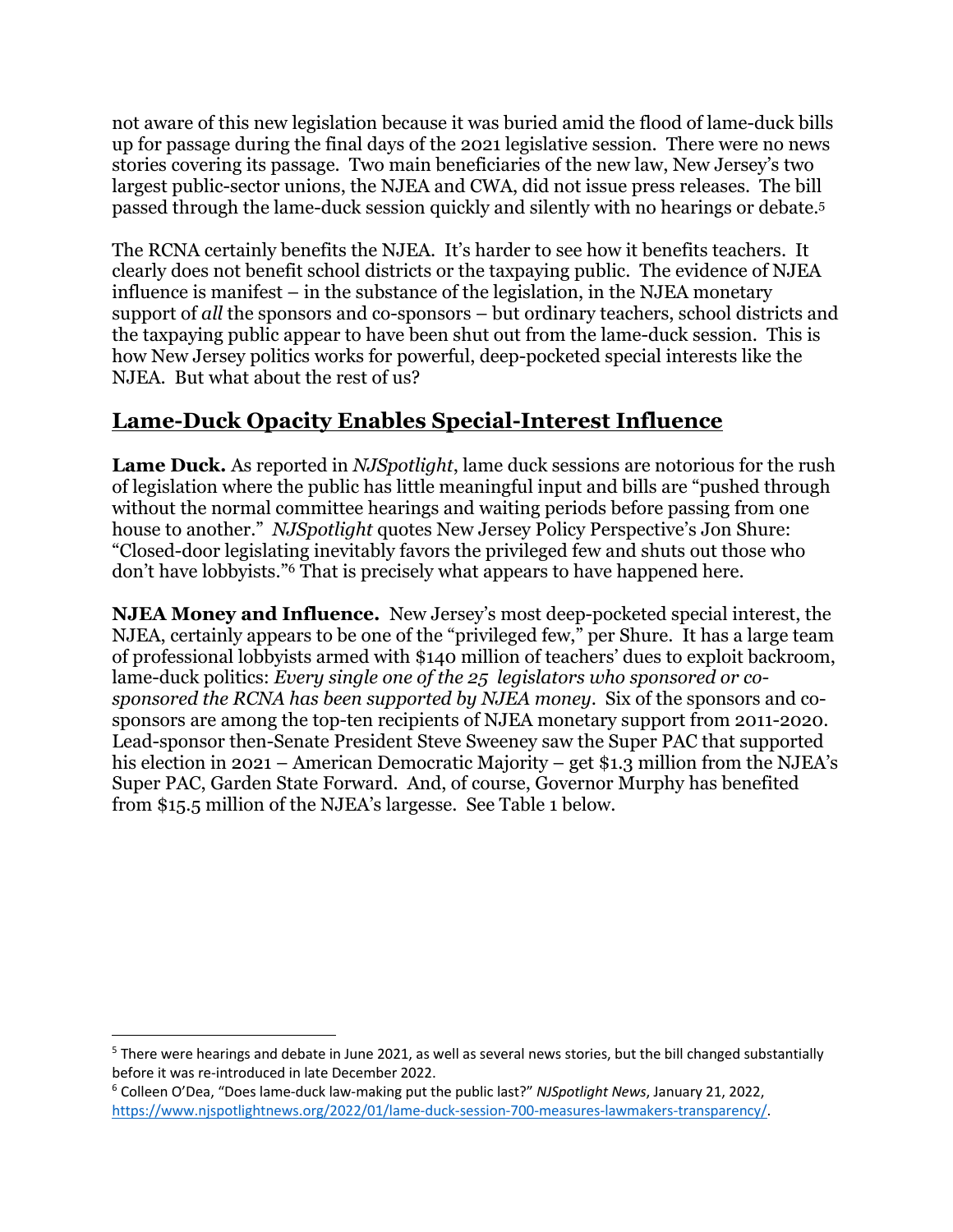not aware of this new legislation because it was buried amid the flood of lame-duck bills up for passage during the final days of the 2021 legislative session. There were no news stories covering its passage. Two main beneficiaries of the new law, New Jersey's two largest public-sector unions, the NJEA and CWA, did not issue press releases. The bill passed through the lame-duck session quickly and silently with no hearings or debate.[5]

The RCNA certainly benefits the NJEA. It's harder to see how it benefits teachers. It clearly does not benefit school districts or the taxpaying public. The evidence of NJEA influence is manifest – in the substance of the legislation, in the NJEA monetary support of *all* the sponsors and co-sponsors – but ordinary teachers, school districts and the taxpaying public appear to have been shut out from the lame-duck session. This is how New Jersey politics works for powerful, deep-pocketed special interests like the NJEA. But what about the rest of us?

## Lame-Duck Opacity Enables Special-Interest Influence

**Lame Duck.** As reported in *NJSpotlight*, lame duck sessions are notorious for the rush of legislation where the public has little meaningful input and bills are "pushed through without the normal committee hearings and waiting periods before passing from one house to another." *NJSpotlight* quotes New Jersey Policy Perspective's Jon Shure: "Closed-door legislating inevitably favors the privileged few and shuts out those who don't have lobbyists."[6] That is precisely what appears to have happened here.

**NJEA Money and Influence.** New Jersey's most deep-pocketed special interest, the NJEA, certainly appears to be one of the "privileged few," per Shure. It has a large team of professional lobbyists armed with $140 million of teachers' dues to exploit backroom, lame-duck politics: *Every single one of the 25 legislators who sponsored or co-sponsored the RCNA has been supported by NJEA money*. Six of the sponsors and co-sponsors are among the top-ten recipients of NJEA monetary support from 2011-2020. Lead-sponsor then-Senate President Steve Sweeney saw the Super PAC that supported his election in 2021 – American Democratic Majority – get $1.3 million from the NJEA's Super PAC, Garden State Forward. And, of course, Governor Murphy has benefited from $15.5 million of the NJEA's largesse. See Table 1 below.

---

[5] There were hearings and debate in June 2021, as well as several news stories, but the bill changed substantially before it was re-introduced in late December 2022.

[6] Colleen O'Dea, "Does lame-duck law-making put the public last?" *NJSpotlight News*, January 21, 2022, https://www.njspotlightnews.org/2022/01/lame-duck-session-700-measures-lawmakers-transparency/.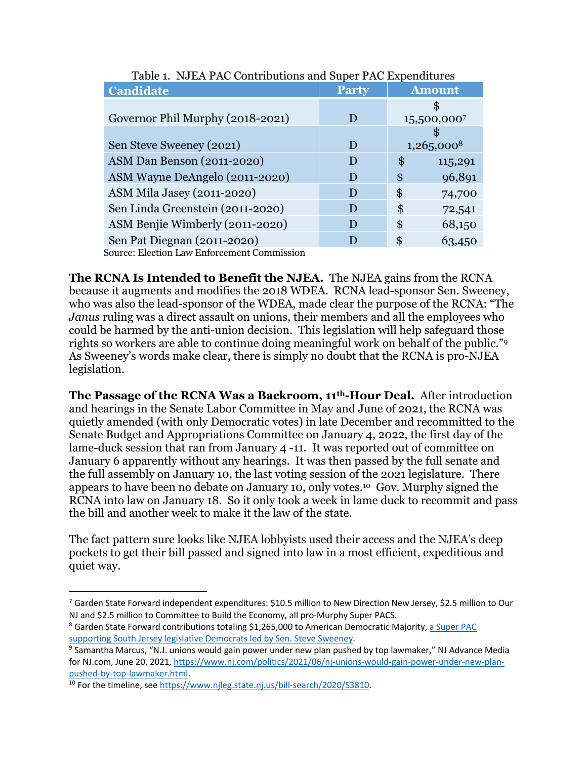Table 1. NJEA PAC Contributions and Super PAC Expenditures

| Candidate | Party | Amount |
|---|---|---|
| Governor Phil Murphy (2018-2021) | D | $ 15,500,000[7] |
| Sen Steve Sweeney (2021) | D | $ 1,265,000[8] |
| ASM Dan Benson (2011-2020) | D | $ 115,291 |
| ASM Wayne DeAngelo (2011-2020) | D | $ 96,891 |
| ASM Mila Jasey (2011-2020) | D | $ 74,700 |
| Sen Linda Greenstein (2011-2020) | D | $ 72,541 |
| ASM Benjie Wimberly (2011-2020) | D | $ 68,150 |
| Sen Pat Diegnan (2011-2020) | D | $ 63,450 |

Source: Election Law Enforcement Commission

**The RCNA Is Intended to Benefit the NJEA.** The NJEA gains from the RCNA because it augments and modifies the 2018 WDEA. RCNA lead-sponsor Sen. Sweeney, who was also the lead-sponsor of the WDEA, made clear the purpose of the RCNA: "The *Janus* ruling was a direct assault on unions, their members and all the employees who could be harmed by the anti-union decision. This legislation will help safeguard those rights so workers are able to continue doing meaningful work on behalf of the public."[9] As Sweeney's words make clear, there is simply no doubt that the RCNA is pro-NJEA legislation.

**The Passage of the RCNA Was a Backroom, 11th-Hour Deal.** After introduction and hearings in the Senate Labor Committee in May and June of 2021, the RCNA was quietly amended (with only Democratic votes) in late December and recommitted to the Senate Budget and Appropriations Committee on January 4, 2022, the first day of the lame-duck session that ran from January 4 -11. It was reported out of committee on January 6 apparently without any hearings. It was then passed by the full senate and the full assembly on January 10, the last voting session of the 2021 legislature. There appears to have been no debate on January 10, only votes.[10] Gov. Murphy signed the RCNA into law on January 18. So it only took a week in lame duck to recommit and pass the bill and another week to make it the law of the state.

The fact pattern sure looks like NJEA lobbyists used their access and the NJEA's deep pockets to get their bill passed and signed into law in a most efficient, expeditious and quiet way.

---

[7] Garden State Forward independent expenditures: $10.5 million to New Direction New Jersey, $2.5 million to Our NJ and $2.5 million to Committee to Build the Economy, all pro-Murphy Super PACS.

[8] Garden State Forward contributions totaling $1,265,000 to American Democratic Majority, a Super PAC supporting South Jersey legislative Democrats led by Sen. Steve Sweeney.

[9] Samantha Marcus, "N.J. unions would gain power under new plan pushed by top lawmaker," NJ Advance Media for NJ.com, June 20, 2021, https://www.nj.com/politics/2021/06/nj-unions-would-gain-power-under-new-plan-pushed-by-top-lawmaker.html.

[10] For the timeline, see https://www.njleg.state.nj.us/bill-search/2020/S3810.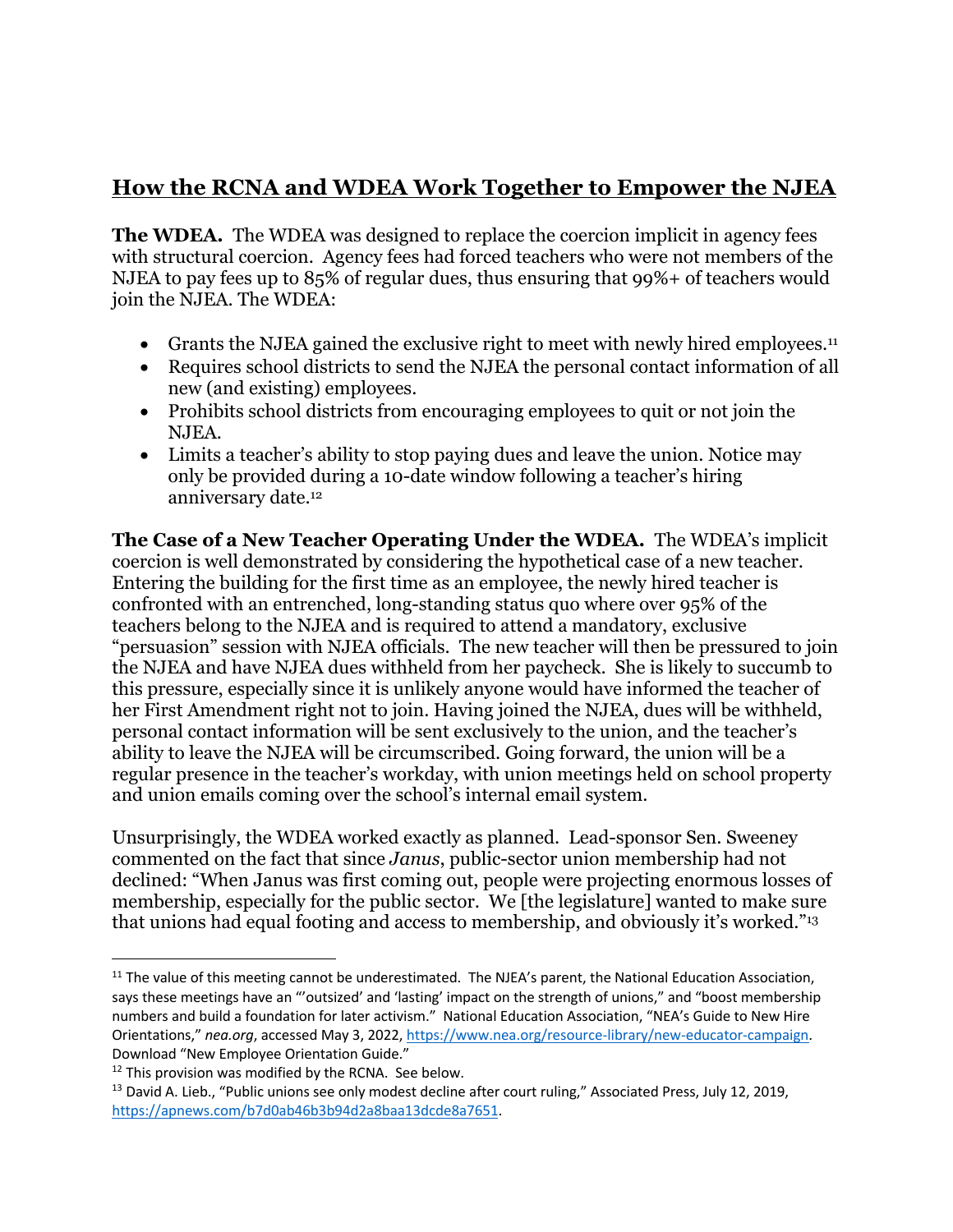## How the RCNA and WDEA Work Together to Empower the NJEA

**The WDEA.** The WDEA was designed to replace the coercion implicit in agency fees with structural coercion. Agency fees had forced teachers who were not members of the NJEA to pay fees up to 85% of regular dues, thus ensuring that 99%+ of teachers would join the NJEA. The WDEA:

- Grants the NJEA gained the exclusive right to meet with newly hired employees.[11]
- Requires school districts to send the NJEA the personal contact information of all new (and existing) employees.
- Prohibits school districts from encouraging employees to quit or not join the NJEA.
- Limits a teacher's ability to stop paying dues and leave the union. Notice may only be provided during a 10-date window following a teacher's hiring anniversary date.[12]

**The Case of a New Teacher Operating Under the WDEA.** The WDEA's implicit coercion is well demonstrated by considering the hypothetical case of a new teacher. Entering the building for the first time as an employee, the newly hired teacher is confronted with an entrenched, long-standing status quo where over 95% of the teachers belong to the NJEA and is required to attend a mandatory, exclusive "persuasion" session with NJEA officials. The new teacher will then be pressured to join the NJEA and have NJEA dues withheld from her paycheck. She is likely to succumb to this pressure, especially since it is unlikely anyone would have informed the teacher of her First Amendment right not to join. Having joined the NJEA, dues will be withheld, personal contact information will be sent exclusively to the union, and the teacher's ability to leave the NJEA will be circumscribed. Going forward, the union will be a regular presence in the teacher's workday, with union meetings held on school property and union emails coming over the school's internal email system.

Unsurprisingly, the WDEA worked exactly as planned. Lead-sponsor Sen. Sweeney commented on the fact that since *Janus*, public-sector union membership had not declined: "When Janus was first coming out, people were projecting enormous losses of membership, especially for the public sector. We [the legislature] wanted to make sure that unions had equal footing and access to membership, and obviously it's worked."[13]

---

[11] The value of this meeting cannot be underestimated. The NJEA's parent, the National Education Association, says these meetings have an "'outsized' and 'lasting' impact on the strength of unions," and "boost membership numbers and build a foundation for later activism." National Education Association, "NEA's Guide to New Hire Orientations," *nea.org*, accessed May 3, 2022, https://www.nea.org/resource-library/new-educator-campaign. Download "New Employee Orientation Guide."

[12] This provision was modified by the RCNA. See below.

[13] David A. Lieb., "Public unions see only modest decline after court ruling," Associated Press, July 12, 2019, https://apnews.com/b7d0ab46b3b94d2a8baa13dcde8a7651.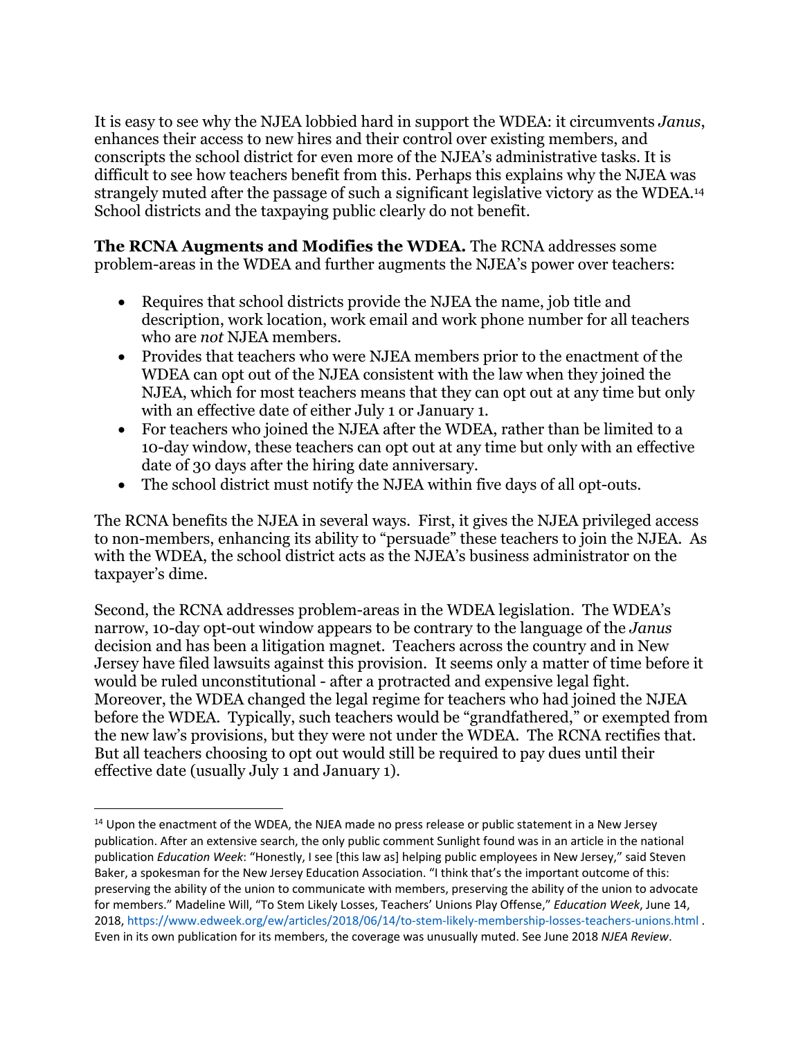It is easy to see why the NJEA lobbied hard in support the WDEA: it circumvents *Janus*, enhances their access to new hires and their control over existing members, and conscripts the school district for even more of the NJEA's administrative tasks. It is difficult to see how teachers benefit from this. Perhaps this explains why the NJEA was strangely muted after the passage of such a significant legislative victory as the WDEA.[14] School districts and the taxpaying public clearly do not benefit.

**The RCNA Augments and Modifies the WDEA.** The RCNA addresses some problem-areas in the WDEA and further augments the NJEA's power over teachers:

- Requires that school districts provide the NJEA the name, job title and description, work location, work email and work phone number for all teachers who are *not* NJEA members.
- Provides that teachers who were NJEA members prior to the enactment of the WDEA can opt out of the NJEA consistent with the law when they joined the NJEA, which for most teachers means that they can opt out at any time but only with an effective date of either July 1 or January 1.
- For teachers who joined the NJEA after the WDEA, rather than be limited to a 10-day window, these teachers can opt out at any time but only with an effective date of 30 days after the hiring date anniversary.
- The school district must notify the NJEA within five days of all opt-outs.

The RCNA benefits the NJEA in several ways. First, it gives the NJEA privileged access to non-members, enhancing its ability to "persuade" these teachers to join the NJEA. As with the WDEA, the school district acts as the NJEA's business administrator on the taxpayer's dime.

Second, the RCNA addresses problem-areas in the WDEA legislation. The WDEA's narrow, 10-day opt-out window appears to be contrary to the language of the *Janus* decision and has been a litigation magnet. Teachers across the country and in New Jersey have filed lawsuits against this provision. It seems only a matter of time before it would be ruled unconstitutional - after a protracted and expensive legal fight. Moreover, the WDEA changed the legal regime for teachers who had joined the NJEA before the WDEA. Typically, such teachers would be "grandfathered," or exempted from the new law's provisions, but they were not under the WDEA. The RCNA rectifies that. But all teachers choosing to opt out would still be required to pay dues until their effective date (usually July 1 and January 1).

---

[14] Upon the enactment of the WDEA, the NJEA made no press release or public statement in a New Jersey publication. After an extensive search, the only public comment Sunlight found was in an article in the national publication *Education Week*: "Honestly, I see [this law as] helping public employees in New Jersey," said Steven Baker, a spokesman for the New Jersey Education Association. "I think that's the important outcome of this: preserving the ability of the union to communicate with members, preserving the ability of the union to advocate for members." Madeline Will, "To Stem Likely Losses, Teachers' Unions Play Offense," *Education Week*, June 14, 2018, https://www.edweek.org/ew/articles/2018/06/14/to-stem-likely-membership-losses-teachers-unions.html . Even in its own publication for its members, the coverage was unusually muted. See June 2018 *NJEA Review*.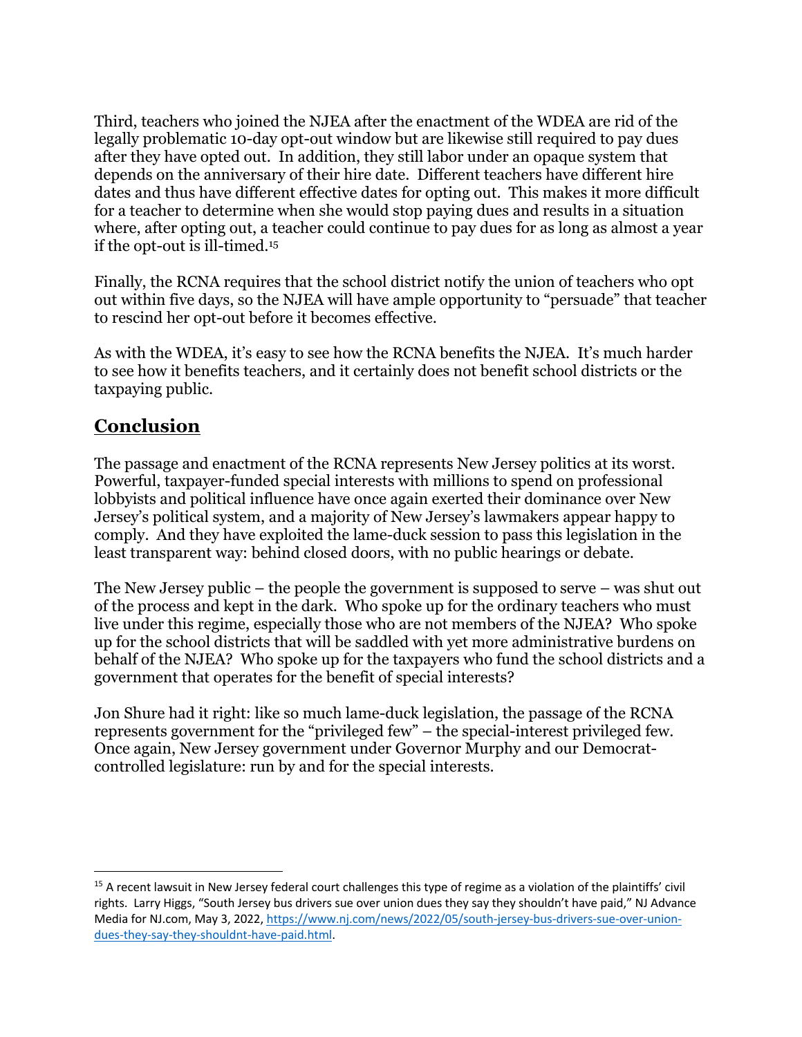Third, teachers who joined the NJEA after the enactment of the WDEA are rid of the legally problematic 10-day opt-out window but are likewise still required to pay dues after they have opted out. In addition, they still labor under an opaque system that depends on the anniversary of their hire date. Different teachers have different hire dates and thus have different effective dates for opting out. This makes it more difficult for a teacher to determine when she would stop paying dues and results in a situation where, after opting out, a teacher could continue to pay dues for as long as almost a year if the opt-out is ill-timed.[15]

Finally, the RCNA requires that the school district notify the union of teachers who opt out within five days, so the NJEA will have ample opportunity to "persuade" that teacher to rescind her opt-out before it becomes effective.

As with the WDEA, it's easy to see how the RCNA benefits the NJEA. It's much harder to see how it benefits teachers, and it certainly does not benefit school districts or the taxpaying public.

## Conclusion

The passage and enactment of the RCNA represents New Jersey politics at its worst. Powerful, taxpayer-funded special interests with millions to spend on professional lobbyists and political influence have once again exerted their dominance over New Jersey's political system, and a majority of New Jersey's lawmakers appear happy to comply. And they have exploited the lame-duck session to pass this legislation in the least transparent way: behind closed doors, with no public hearings or debate.

The New Jersey public – the people the government is supposed to serve – was shut out of the process and kept in the dark. Who spoke up for the ordinary teachers who must live under this regime, especially those who are not members of the NJEA? Who spoke up for the school districts that will be saddled with yet more administrative burdens on behalf of the NJEA? Who spoke up for the taxpayers who fund the school districts and a government that operates for the benefit of special interests?

Jon Shure had it right: like so much lame-duck legislation, the passage of the RCNA represents government for the "privileged few" – the special-interest privileged few. Once again, New Jersey government under Governor Murphy and our Democrat-controlled legislature: run by and for the special interests.

---

[15] A recent lawsuit in New Jersey federal court challenges this type of regime as a violation of the plaintiffs' civil rights. Larry Higgs, "South Jersey bus drivers sue over union dues they say they shouldn't have paid," NJ Advance Media for NJ.com, May 3, 2022, https://www.nj.com/news/2022/05/south-jersey-bus-drivers-sue-over-union-dues-they-say-they-shouldnt-have-paid.html.